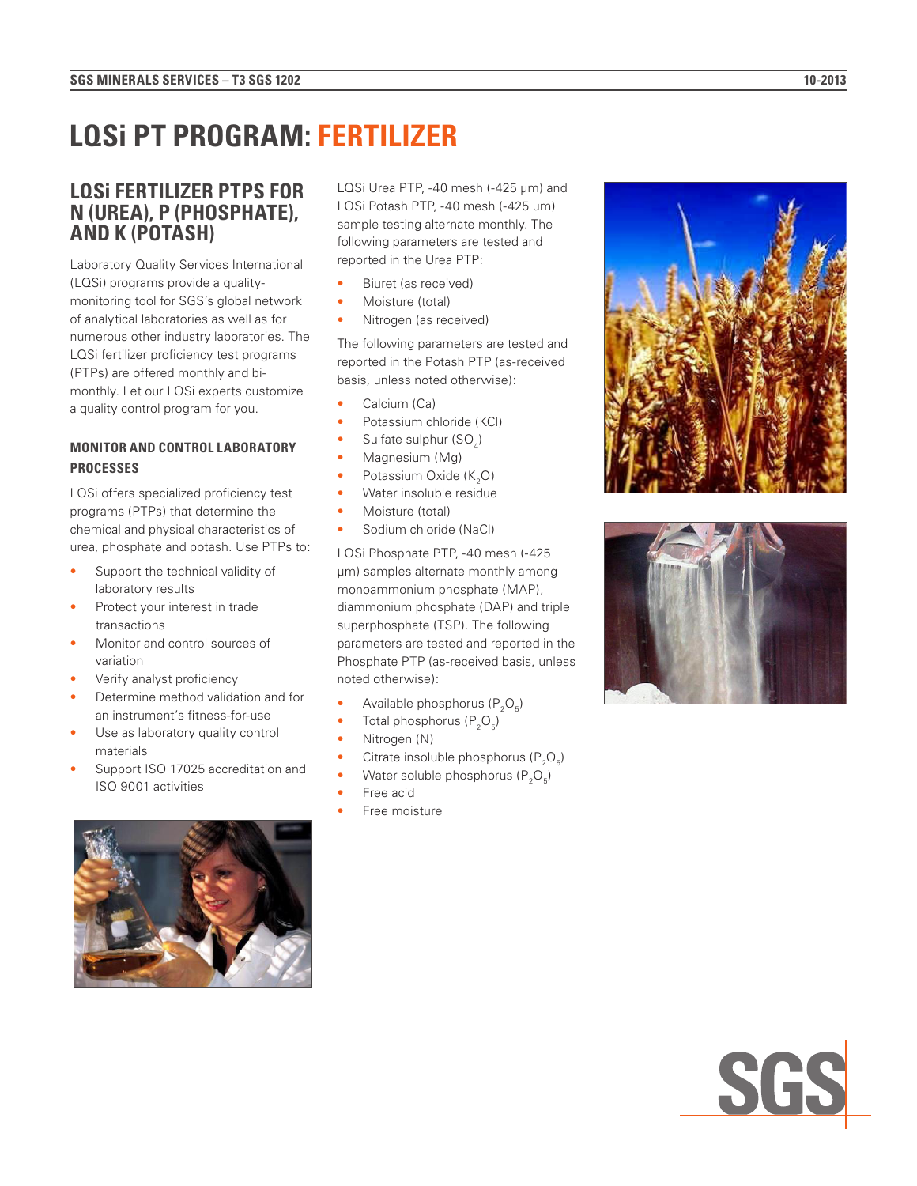# LQSi PT PROGRAM: FERTILIZER

## LQSi FERTILIZER PTPS FOR N (UREA), P (PHOSPHATE), AND K (POTASH)

Laboratory Quality Services International (LQSi) programs provide a quality-monitoring tool for SGS's global network of analytical laboratories as well as for numerous other industry laboratories. The LQSi fertilizer proficiency test programs (PTPs) are offered monthly and bi-monthly. Let our LQSi experts customize a quality control program for you.

### MONITOR AND CONTROL LABORATORY PROCESSES

LQSi offers specialized proficiency test programs (PTPs) that determine the chemical and physical characteristics of urea, phosphate and potash. Use PTPs to:

- Support the technical validity of laboratory results
- Protect your interest in trade transactions
- Monitor and control sources of variation
- Verify analyst proficiency
- Determine method validation and for an instrument's fitness-for-use
- Use as laboratory quality control materials
- Support ISO 17025 accreditation and ISO 9001 activities

LQSi Urea PTP, -40 mesh (-425 µm) and LQSi Potash PTP, -40 mesh (-425 µm) sample testing alternate monthly. The following parameters are tested and reported in the Urea PTP:

- Biuret (as received)
- Moisture (total)
- Nitrogen (as received)

The following parameters are tested and reported in the Potash PTP (as-received basis, unless noted otherwise):

- Calcium (Ca)
- Potassium chloride (KCl)
- Sulfate sulphur ($SO_4$)
- Magnesium (Mg)
- Potassium Oxide ($K_2O$)
- Water insoluble residue
- Moisture (total)
- Sodium chloride (NaCl)

LQSi Phosphate PTP, -40 mesh (-425 µm) samples alternate monthly among monoammonium phosphate (MAP), diammonium phosphate (DAP) and triple superphosphate (TSP). The following parameters are tested and reported in the Phosphate PTP (as-received basis, unless noted otherwise):

- Available phosphorus ($P_2O_5$)
- Total phosphorus ($P_2O_5$)
- Nitrogen (N)
- Citrate insoluble phosphorus ($P_2O_5$)
- Water soluble phosphorus ($P_2O_5$)
- Free acid
- Free moisture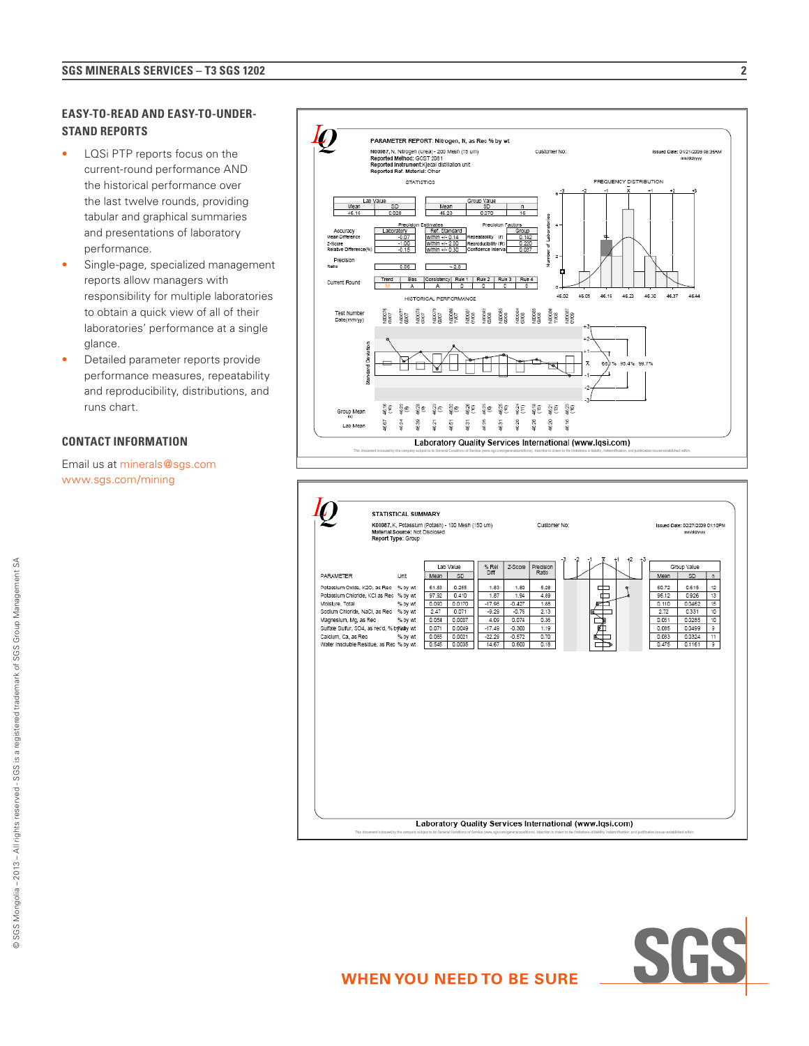## EASY-TO-READ AND EASY-TO-UNDERSTAND REPORTS

- LQSi PTP reports focus on the current-round performance AND the historical performance over the last twelve rounds, providing tabular and graphical summaries and presentations of laboratory performance.
- Single-page, specialized management reports allow managers with responsibility for multiple laboratories to obtain a quick view of all of their laboratories' performance at a single glance.
- Detailed parameter reports provide performance measures, repeatability and reproducibility, distributions, and runs chart.

## CONTACT INFORMATION

Email us at minerals@sgs.com
www.sgs.com/mining

**PARAMETER REPORT: Nitrogen, N, as Rec % by wt**

N00087, N, Nitrogen (Urea) - 200 Mesh (75 um)
Reported Method: GOST 2081
Reported Instrument: Kjedal distillation unit
Reported Ref. Material: Other

Customer No:

Issued Date: 01/21/2009 08:35AM mm/dd/yyyy

STATISTICS

| Lab Value | | Group Value | | |
|---|---|---|---|---|
| Mean | SD | Mean | SD | n |
| 46.16 | 0.028 | 46.23 | 0.070 | 15 |

| | Precision Estimates | | Precision Factors | |
|---|---|---|---|---|
| Accuracy | Laboratory | Ref. Standard | | Group |
| Mean Difference | -0.07 | within +/- 0.14 | Repeatability (r) | 0.142 |
| Z-Score | -1.00 | within +/- 2.00 | Reproducibility (R) | 0.220 |
| Relative Difference(%) | -0.15 | within +/- 0.30 | Confidence Interval | 0.037 |
| Precision Ratio | 0.56 | ~2.0 | | |

| Current Round | Trend | Bias | Consistency | Rule 1 | Rule 2 | Rule 3 | Rule 4 |
|---|---|---|---|---|---|---|---|
| | M | A | A | 0 | 0 | 0 | 0 |

FREQUENCY DISTRIBUTION

-3 -2 -1 X̄ +1 +2 +3

Number of Laboratories

46.02 46.09 46.16 46.23 46.30 46.37 46.44

HISTORICAL PERFORMANCE

Test Number Date(mm/yy)

N00076 06/07, N00077 06/07, N00078 06/07, N00079 09/07, N00080 11/07, N00081 01/08, N00082 02/08, N00083 03/08, N00084 04/08, N00085 06/08, N00086 07/08, N00087 09/08

Standard Deviation

+3 +2 +1 X̄ -1 -2 -3

68.3% 95.4% 99.7%

Group Mean (n): 46.16 (16), 46.22 (8), 46.28 (9), 46.23 (7), 46.52 (8), 46.26 (16), 46.23 (9), 46.25 (8), 46.24 (11), 46.18 (15), 46.21 (15), 46.23 (16)

Lab Mean: 46.7, 46.24, 46.39, 46.21, 46.51, 46.31, 46.26, 46.31, 46.20, 46.26, 46.20, 46.16

Laboratory Quality Services International (www.lqsi.com)

**STATISTICAL SUMMARY**

K00087, K, Potassium (Potash) - 100 Mesh (150 um)
Material Source: Not Disclosed
Report Type: Group

Customer No:

Issued Date: 02/27/2009 01:10PM mm/dd/yyyy

| PARAMETER | Unit | Lab Value Mean | Lab Value SD | % Rel Diff | Z-Score | Precision Ratio | Group Value Mean | Group Value SD | n |
|---|---|---|---|---|---|---|---|---|---|
| Potassium Oxide, K2O, as Rec | % by wt | 61.83 | 0.265 | 1.83 | 1.80 | 5.28 | 60.72 | 0.616 | 12 |
| Potassium Chloride, KCl as Rec | % by wt | 97.92 | 0.410 | 1.87 | 1.94 | 4.89 | 96.12 | 0.926 | 13 |
| Moisture, Total | % by wt | 0.090 | 0.0170 | -17.96 | -0.427 | 1.68 | 0.110 | 0.0462 | 15 |
| Sodium Chloride, NaCl, as Rec | % by wt | 2.47 | 0.071 | -9.29 | -0.76 | 2.13 | 2.72 | 0.331 | 10 |
| Magnesium, Mg, as Rec | % by wt | 0.054 | 0.0007 | 4.09 | 0.074 | 0.35 | 0.051 | 0.0285 | 10 |
| Sulfate Sulfur, SO4, as rec'd, % by wt | % by wt | 0.071 | 0.0049 | -17.49 | -0.300 | 1.19 | 0.085 | 0.0499 | 9 |
| Calcium, Ca, as Rec | % by wt | 0.065 | 0.0021 | -22.29 | -0.572 | 0.70 | 0.083 | 0.0324 | 11 |
| Water Insoluble Residue, as Rec | % by wt | 0.545 | 0.0035 | 14.67 | 0.600 | 0.18 | 0.475 | 0.1161 | 9 |

-3 -2 -1 X̄ +1 +2 +3

Laboratory Quality Services International (www.lqsi.com)

WHEN YOU NEED TO BE SURE

© SGS Mongolia – 2013 – All rights reserved - SGS is a registered trademark of SGS Group Management SA